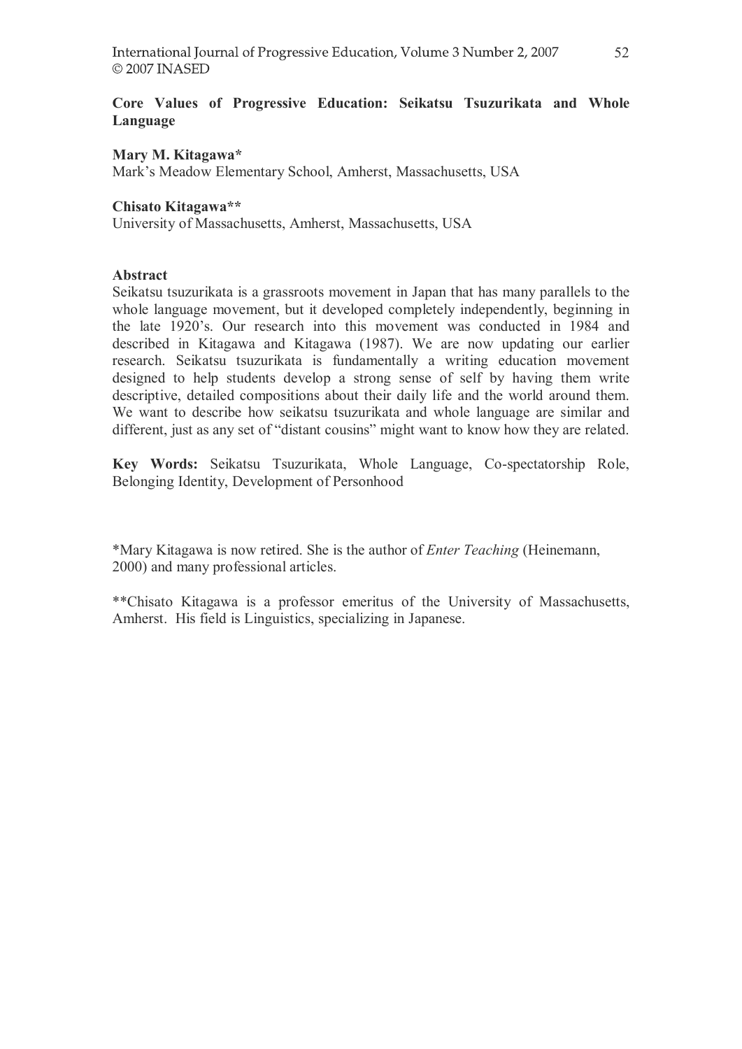# Core Values of Progressive Education: Seikatsu Tsuzurikata and Whole Language

**Mary M. Kitagawa***
Mark's Meadow Elementary School, Amherst, Massachusetts, USA

**Chisato Kitagawa****
University of Massachusetts, Amherst, Massachusetts, USA

## Abstract

Seikatsu tsuzurikata is a grassroots movement in Japan that has many parallels to the whole language movement, but it developed completely independently, beginning in the late 1920's. Our research into this movement was conducted in 1984 and described in Kitagawa and Kitagawa (1987). We are now updating our earlier research. Seikatsu tsuzurikata is fundamentally a writing education movement designed to help students develop a strong sense of self by having them write descriptive, detailed compositions about their daily life and the world around them. We want to describe how seikatsu tsuzurikata and whole language are similar and different, just as any set of "distant cousins" might want to know how they are related.

**Key Words:** Seikatsu Tsuzurikata, Whole Language, Co-spectatorship Role, Belonging Identity, Development of Personhood

*Mary Kitagawa is now retired. She is the author of *Enter Teaching* (Heinemann, 2000) and many professional articles.

**Chisato Kitagawa is a professor emeritus of the University of Massachusetts, Amherst. His field is Linguistics, specializing in Japanese.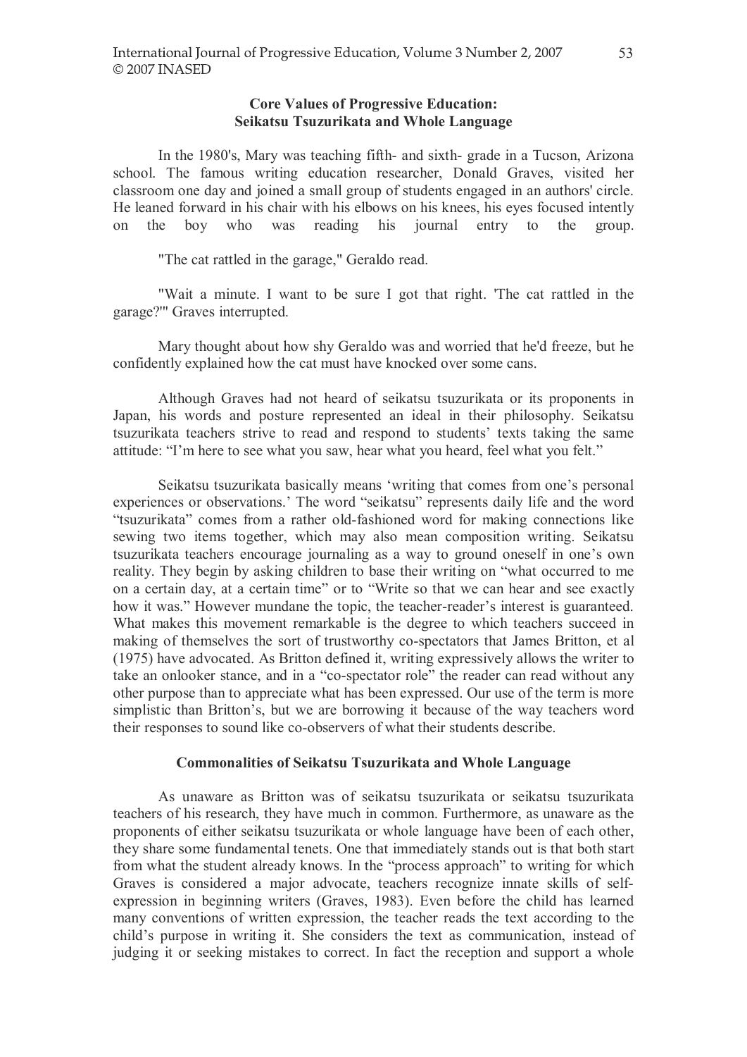## Core Values of Progressive Education: Seikatsu Tsuzurikata and Whole Language

In the 1980's, Mary was teaching fifth- and sixth- grade in a Tucson, Arizona school. The famous writing education researcher, Donald Graves, visited her classroom one day and joined a small group of students engaged in an authors' circle. He leaned forward in his chair with his elbows on his knees, his eyes focused intently on the boy who was reading his journal entry to the group.

"The cat rattled in the garage," Geraldo read.

"Wait a minute. I want to be sure I got that right. 'The cat rattled in the garage?'" Graves interrupted.

Mary thought about how shy Geraldo was and worried that he'd freeze, but he confidently explained how the cat must have knocked over some cans.

Although Graves had not heard of seikatsu tsuzurikata or its proponents in Japan, his words and posture represented an ideal in their philosophy. Seikatsu tsuzurikata teachers strive to read and respond to students' texts taking the same attitude: "I'm here to see what you saw, hear what you heard, feel what you felt."

Seikatsu tsuzurikata basically means 'writing that comes from one's personal experiences or observations.' The word "seikatsu" represents daily life and the word "tsuzurikata" comes from a rather old-fashioned word for making connections like sewing two items together, which may also mean composition writing. Seikatsu tsuzurikata teachers encourage journaling as a way to ground oneself in one's own reality. They begin by asking children to base their writing on "what occurred to me on a certain day, at a certain time" or to "Write so that we can hear and see exactly how it was." However mundane the topic, the teacher-reader's interest is guaranteed. What makes this movement remarkable is the degree to which teachers succeed in making of themselves the sort of trustworthy co-spectators that James Britton, et al (1975) have advocated. As Britton defined it, writing expressively allows the writer to take an onlooker stance, and in a "co-spectator role" the reader can read without any other purpose than to appreciate what has been expressed. Our use of the term is more simplistic than Britton's, but we are borrowing it because of the way teachers word their responses to sound like co-observers of what their students describe.

### Commonalities of Seikatsu Tsuzurikata and Whole Language

As unaware as Britton was of seikatsu tsuzurikata or seikatsu tsuzurikata teachers of his research, they have much in common. Furthermore, as unaware as the proponents of either seikatsu tsuzurikata or whole language have been of each other, they share some fundamental tenets. One that immediately stands out is that both start from what the student already knows. In the "process approach" to writing for which Graves is considered a major advocate, teachers recognize innate skills of self-expression in beginning writers (Graves, 1983). Even before the child has learned many conventions of written expression, the teacher reads the text according to the child's purpose in writing it. She considers the text as communication, instead of judging it or seeking mistakes to correct. In fact the reception and support a whole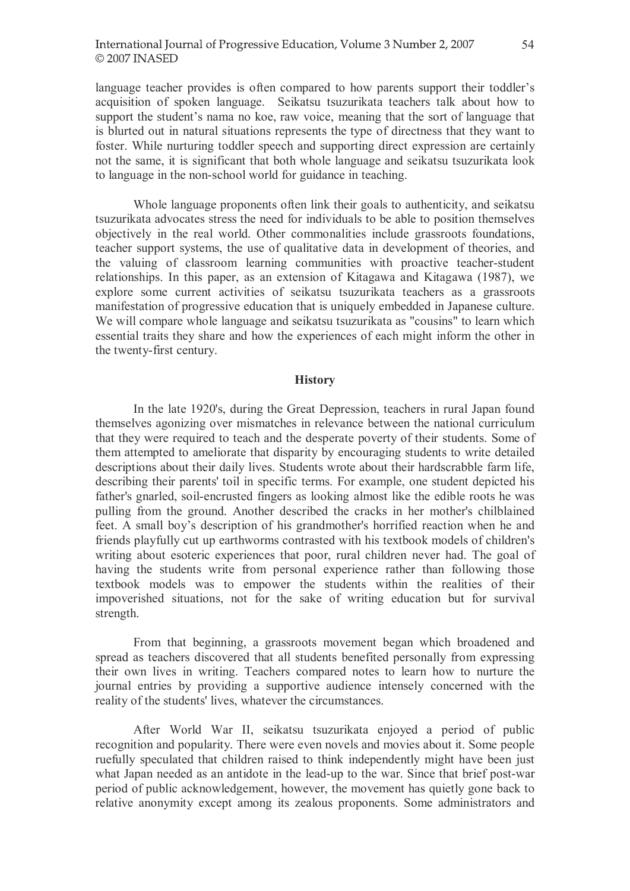language teacher provides is often compared to how parents support their toddler's acquisition of spoken language. Seikatsu tsuzurikata teachers talk about how to support the student's nama no koe, raw voice, meaning that the sort of language that is blurted out in natural situations represents the type of directness that they want to foster. While nurturing toddler speech and supporting direct expression are certainly not the same, it is significant that both whole language and seikatsu tsuzurikata look to language in the non-school world for guidance in teaching.

Whole language proponents often link their goals to authenticity, and seikatsu tsuzurikata advocates stress the need for individuals to be able to position themselves objectively in the real world. Other commonalities include grassroots foundations, teacher support systems, the use of qualitative data in development of theories, and the valuing of classroom learning communities with proactive teacher-student relationships. In this paper, as an extension of Kitagawa and Kitagawa (1987), we explore some current activities of seikatsu tsuzurikata teachers as a grassroots manifestation of progressive education that is uniquely embedded in Japanese culture. We will compare whole language and seikatsu tsuzurikata as "cousins" to learn which essential traits they share and how the experiences of each might inform the other in the twenty-first century.

## History

In the late 1920's, during the Great Depression, teachers in rural Japan found themselves agonizing over mismatches in relevance between the national curriculum that they were required to teach and the desperate poverty of their students. Some of them attempted to ameliorate that disparity by encouraging students to write detailed descriptions about their daily lives. Students wrote about their hardscrabble farm life, describing their parents' toil in specific terms. For example, one student depicted his father's gnarled, soil-encrusted fingers as looking almost like the edible roots he was pulling from the ground. Another described the cracks in her mother's chilblained feet. A small boy's description of his grandmother's horrified reaction when he and friends playfully cut up earthworms contrasted with his textbook models of children's writing about esoteric experiences that poor, rural children never had. The goal of having the students write from personal experience rather than following those textbook models was to empower the students within the realities of their impoverished situations, not for the sake of writing education but for survival strength.

From that beginning, a grassroots movement began which broadened and spread as teachers discovered that all students benefited personally from expressing their own lives in writing. Teachers compared notes to learn how to nurture the journal entries by providing a supportive audience intensely concerned with the reality of the students' lives, whatever the circumstances.

After World War II, seikatsu tsuzurikata enjoyed a period of public recognition and popularity. There were even novels and movies about it. Some people ruefully speculated that children raised to think independently might have been just what Japan needed as an antidote in the lead-up to the war. Since that brief post-war period of public acknowledgement, however, the movement has quietly gone back to relative anonymity except among its zealous proponents. Some administrators and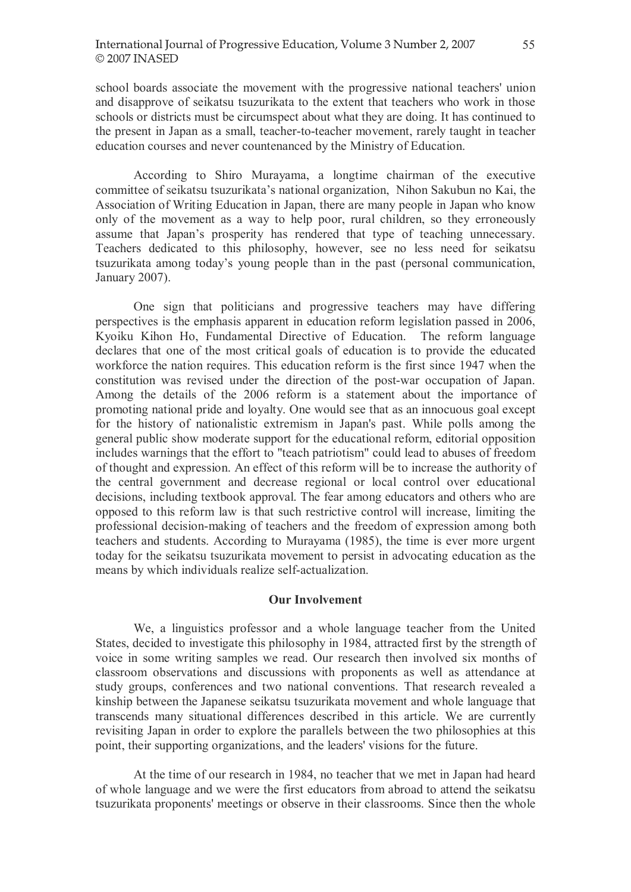school boards associate the movement with the progressive national teachers' union and disapprove of seikatsu tsuzurikata to the extent that teachers who work in those schools or districts must be circumspect about what they are doing. It has continued to the present in Japan as a small, teacher-to-teacher movement, rarely taught in teacher education courses and never countenanced by the Ministry of Education.

According to Shiro Murayama, a longtime chairman of the executive committee of seikatsu tsuzurikata's national organization, Nihon Sakubun no Kai, the Association of Writing Education in Japan, there are many people in Japan who know only of the movement as a way to help poor, rural children, so they erroneously assume that Japan's prosperity has rendered that type of teaching unnecessary. Teachers dedicated to this philosophy, however, see no less need for seikatsu tsuzurikata among today's young people than in the past (personal communication, January 2007).

One sign that politicians and progressive teachers may have differing perspectives is the emphasis apparent in education reform legislation passed in 2006, Kyoiku Kihon Ho, Fundamental Directive of Education. The reform language declares that one of the most critical goals of education is to provide the educated workforce the nation requires. This education reform is the first since 1947 when the constitution was revised under the direction of the post-war occupation of Japan. Among the details of the 2006 reform is a statement about the importance of promoting national pride and loyalty. One would see that as an innocuous goal except for the history of nationalistic extremism in Japan's past. While polls among the general public show moderate support for the educational reform, editorial opposition includes warnings that the effort to "teach patriotism" could lead to abuses of freedom of thought and expression. An effect of this reform will be to increase the authority of the central government and decrease regional or local control over educational decisions, including textbook approval. The fear among educators and others who are opposed to this reform law is that such restrictive control will increase, limiting the professional decision-making of teachers and the freedom of expression among both teachers and students. According to Murayama (1985), the time is ever more urgent today for the seikatsu tsuzurikata movement to persist in advocating education as the means by which individuals realize self-actualization.

## Our Involvement

We, a linguistics professor and a whole language teacher from the United States, decided to investigate this philosophy in 1984, attracted first by the strength of voice in some writing samples we read. Our research then involved six months of classroom observations and discussions with proponents as well as attendance at study groups, conferences and two national conventions. That research revealed a kinship between the Japanese seikatsu tsuzurikata movement and whole language that transcends many situational differences described in this article. We are currently revisiting Japan in order to explore the parallels between the two philosophies at this point, their supporting organizations, and the leaders' visions for the future.

At the time of our research in 1984, no teacher that we met in Japan had heard of whole language and we were the first educators from abroad to attend the seikatsu tsuzurikata proponents' meetings or observe in their classrooms. Since then the whole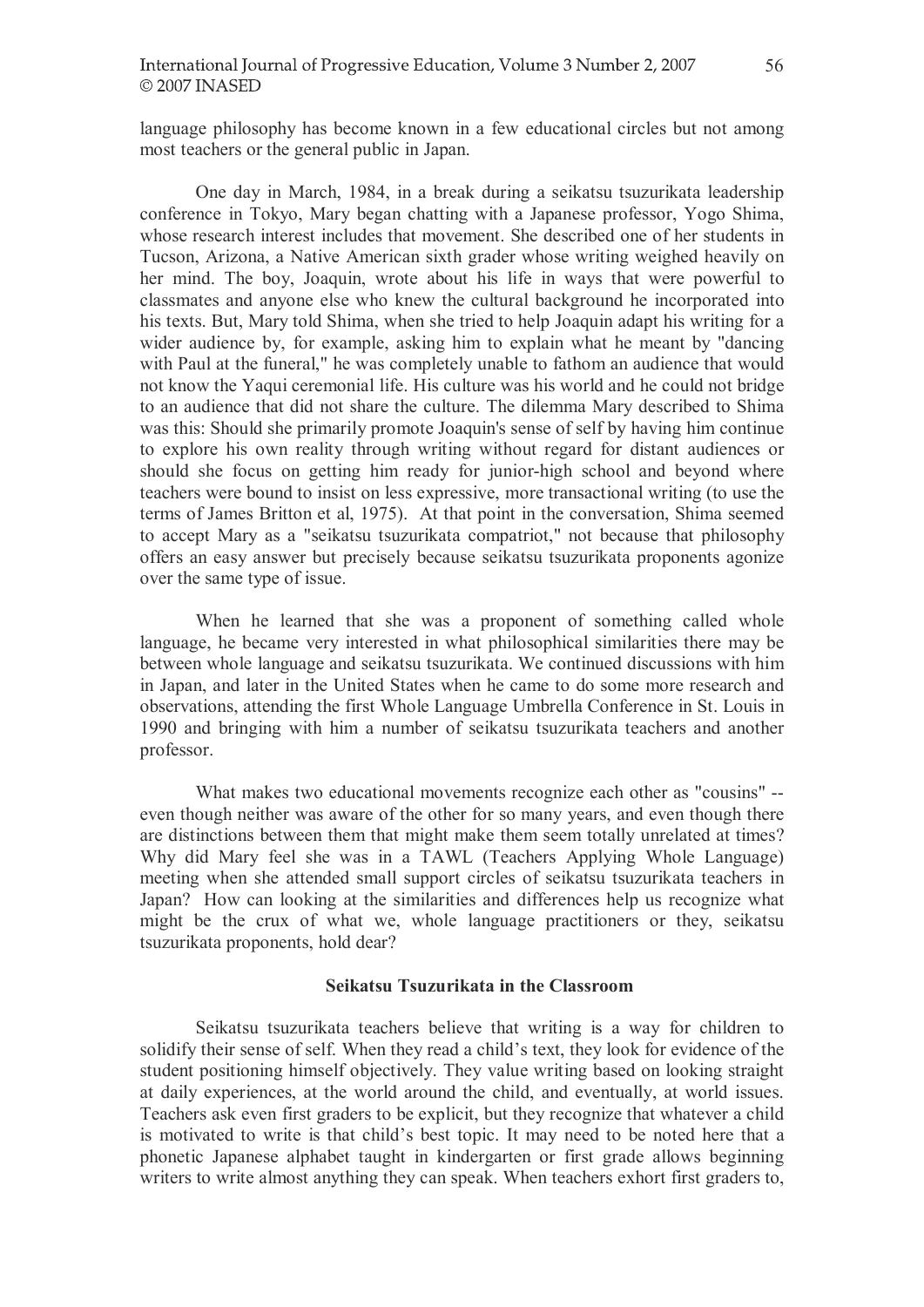language philosophy has become known in a few educational circles but not among most teachers or the general public in Japan.

One day in March, 1984, in a break during a seikatsu tsuzurikata leadership conference in Tokyo, Mary began chatting with a Japanese professor, Yogo Shima, whose research interest includes that movement. She described one of her students in Tucson, Arizona, a Native American sixth grader whose writing weighed heavily on her mind. The boy, Joaquin, wrote about his life in ways that were powerful to classmates and anyone else who knew the cultural background he incorporated into his texts. But, Mary told Shima, when she tried to help Joaquin adapt his writing for a wider audience by, for example, asking him to explain what he meant by "dancing with Paul at the funeral," he was completely unable to fathom an audience that would not know the Yaqui ceremonial life. His culture was his world and he could not bridge to an audience that did not share the culture. The dilemma Mary described to Shima was this: Should she primarily promote Joaquin's sense of self by having him continue to explore his own reality through writing without regard for distant audiences or should she focus on getting him ready for junior-high school and beyond where teachers were bound to insist on less expressive, more transactional writing (to use the terms of James Britton et al, 1975). At that point in the conversation, Shima seemed to accept Mary as a "seikatsu tsuzurikata compatriot," not because that philosophy offers an easy answer but precisely because seikatsu tsuzurikata proponents agonize over the same type of issue.

When he learned that she was a proponent of something called whole language, he became very interested in what philosophical similarities there may be between whole language and seikatsu tsuzurikata. We continued discussions with him in Japan, and later in the United States when he came to do some more research and observations, attending the first Whole Language Umbrella Conference in St. Louis in 1990 and bringing with him a number of seikatsu tsuzurikata teachers and another professor.

What makes two educational movements recognize each other as "cousins" -- even though neither was aware of the other for so many years, and even though there are distinctions between them that might make them seem totally unrelated at times? Why did Mary feel she was in a TAWL (Teachers Applying Whole Language) meeting when she attended small support circles of seikatsu tsuzurikata teachers in Japan? How can looking at the similarities and differences help us recognize what might be the crux of what we, whole language practitioners or they, seikatsu tsuzurikata proponents, hold dear?

## Seikatsu Tsuzurikata in the Classroom

Seikatsu tsuzurikata teachers believe that writing is a way for children to solidify their sense of self. When they read a child's text, they look for evidence of the student positioning himself objectively. They value writing based on looking straight at daily experiences, at the world around the child, and eventually, at world issues. Teachers ask even first graders to be explicit, but they recognize that whatever a child is motivated to write is that child's best topic. It may need to be noted here that a phonetic Japanese alphabet taught in kindergarten or first grade allows beginning writers to write almost anything they can speak. When teachers exhort first graders to,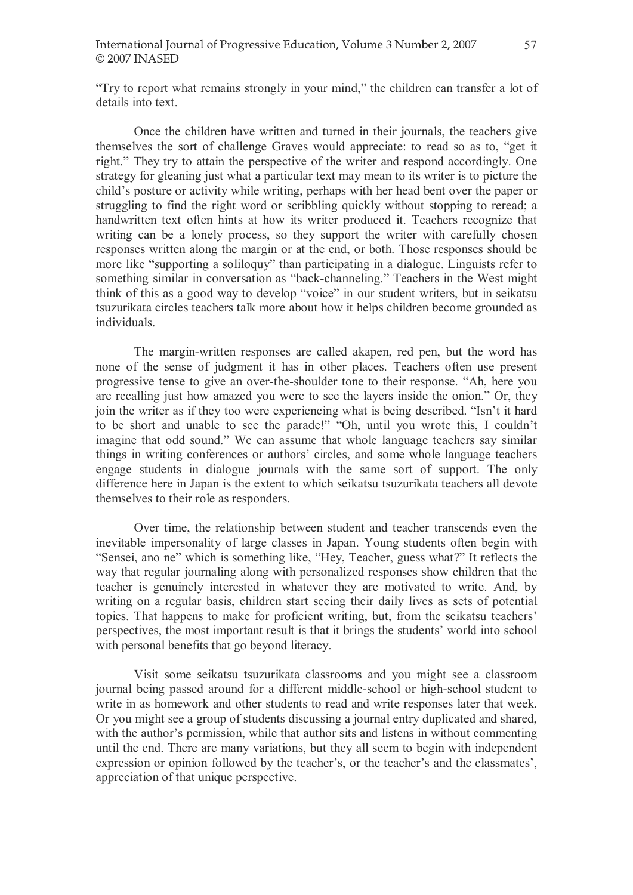"Try to report what remains strongly in your mind," the children can transfer a lot of details into text.

Once the children have written and turned in their journals, the teachers give themselves the sort of challenge Graves would appreciate: to read so as to, "get it right." They try to attain the perspective of the writer and respond accordingly. One strategy for gleaning just what a particular text may mean to its writer is to picture the child's posture or activity while writing, perhaps with her head bent over the paper or struggling to find the right word or scribbling quickly without stopping to reread; a handwritten text often hints at how its writer produced it. Teachers recognize that writing can be a lonely process, so they support the writer with carefully chosen responses written along the margin or at the end, or both. Those responses should be more like "supporting a soliloquy" than participating in a dialogue. Linguists refer to something similar in conversation as "back-channeling." Teachers in the West might think of this as a good way to develop "voice" in our student writers, but in seikatsu tsuzurikata circles teachers talk more about how it helps children become grounded as individuals.

The margin-written responses are called akapen, red pen, but the word has none of the sense of judgment it has in other places. Teachers often use present progressive tense to give an over-the-shoulder tone to their response. "Ah, here you are recalling just how amazed you were to see the layers inside the onion." Or, they join the writer as if they too were experiencing what is being described. "Isn't it hard to be short and unable to see the parade!" "Oh, until you wrote this, I couldn't imagine that odd sound." We can assume that whole language teachers say similar things in writing conferences or authors' circles, and some whole language teachers engage students in dialogue journals with the same sort of support. The only difference here in Japan is the extent to which seikatsu tsuzurikata teachers all devote themselves to their role as responders.

Over time, the relationship between student and teacher transcends even the inevitable impersonality of large classes in Japan. Young students often begin with "Sensei, ano ne" which is something like, "Hey, Teacher, guess what?" It reflects the way that regular journaling along with personalized responses show children that the teacher is genuinely interested in whatever they are motivated to write. And, by writing on a regular basis, children start seeing their daily lives as sets of potential topics. That happens to make for proficient writing, but, from the seikatsu teachers' perspectives, the most important result is that it brings the students' world into school with personal benefits that go beyond literacy.

Visit some seikatsu tsuzurikata classrooms and you might see a classroom journal being passed around for a different middle-school or high-school student to write in as homework and other students to read and write responses later that week. Or you might see a group of students discussing a journal entry duplicated and shared, with the author's permission, while that author sits and listens in without commenting until the end. There are many variations, but they all seem to begin with independent expression or opinion followed by the teacher's, or the teacher's and the classmates', appreciation of that unique perspective.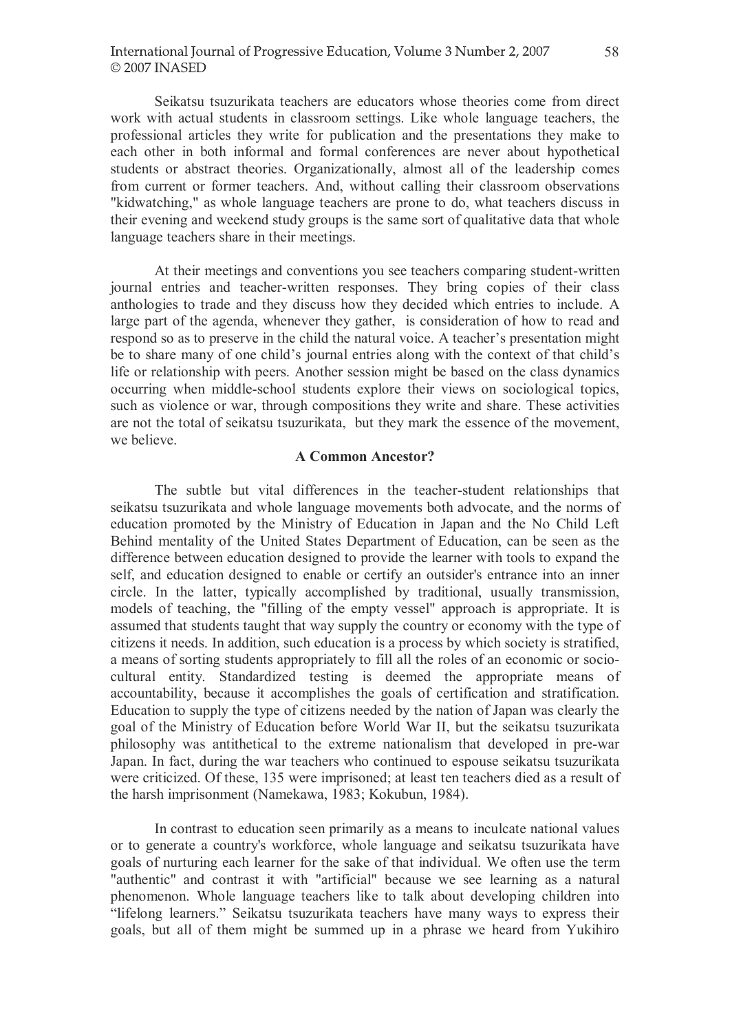Seikatsu tsuzurikata teachers are educators whose theories come from direct work with actual students in classroom settings. Like whole language teachers, the professional articles they write for publication and the presentations they make to each other in both informal and formal conferences are never about hypothetical students or abstract theories. Organizationally, almost all of the leadership comes from current or former teachers. And, without calling their classroom observations "kidwatching," as whole language teachers are prone to do, what teachers discuss in their evening and weekend study groups is the same sort of qualitative data that whole language teachers share in their meetings.

At their meetings and conventions you see teachers comparing student-written journal entries and teacher-written responses. They bring copies of their class anthologies to trade and they discuss how they decided which entries to include. A large part of the agenda, whenever they gather, is consideration of how to read and respond so as to preserve in the child the natural voice. A teacher's presentation might be to share many of one child's journal entries along with the context of that child's life or relationship with peers. Another session might be based on the class dynamics occurring when middle-school students explore their views on sociological topics, such as violence or war, through compositions they write and share. These activities are not the total of seikatsu tsuzurikata, but they mark the essence of the movement, we believe.

**A Common Ancestor?**

The subtle but vital differences in the teacher-student relationships that seikatsu tsuzurikata and whole language movements both advocate, and the norms of education promoted by the Ministry of Education in Japan and the No Child Left Behind mentality of the United States Department of Education, can be seen as the difference between education designed to provide the learner with tools to expand the self, and education designed to enable or certify an outsider's entrance into an inner circle. In the latter, typically accomplished by traditional, usually transmission, models of teaching, the "filling of the empty vessel" approach is appropriate. It is assumed that students taught that way supply the country or economy with the type of citizens it needs. In addition, such education is a process by which society is stratified, a means of sorting students appropriately to fill all the roles of an economic or socio-cultural entity. Standardized testing is deemed the appropriate means of accountability, because it accomplishes the goals of certification and stratification. Education to supply the type of citizens needed by the nation of Japan was clearly the goal of the Ministry of Education before World War II, but the seikatsu tsuzurikata philosophy was antithetical to the extreme nationalism that developed in pre-war Japan. In fact, during the war teachers who continued to espouse seikatsu tsuzurikata were criticized. Of these, 135 were imprisoned; at least ten teachers died as a result of the harsh imprisonment (Namekawa, 1983; Kokubun, 1984).

In contrast to education seen primarily as a means to inculcate national values or to generate a country's workforce, whole language and seikatsu tsuzurikata have goals of nurturing each learner for the sake of that individual. We often use the term "authentic" and contrast it with "artificial" because we see learning as a natural phenomenon. Whole language teachers like to talk about developing children into "lifelong learners." Seikatsu tsuzurikata teachers have many ways to express their goals, but all of them might be summed up in a phrase we heard from Yukihiro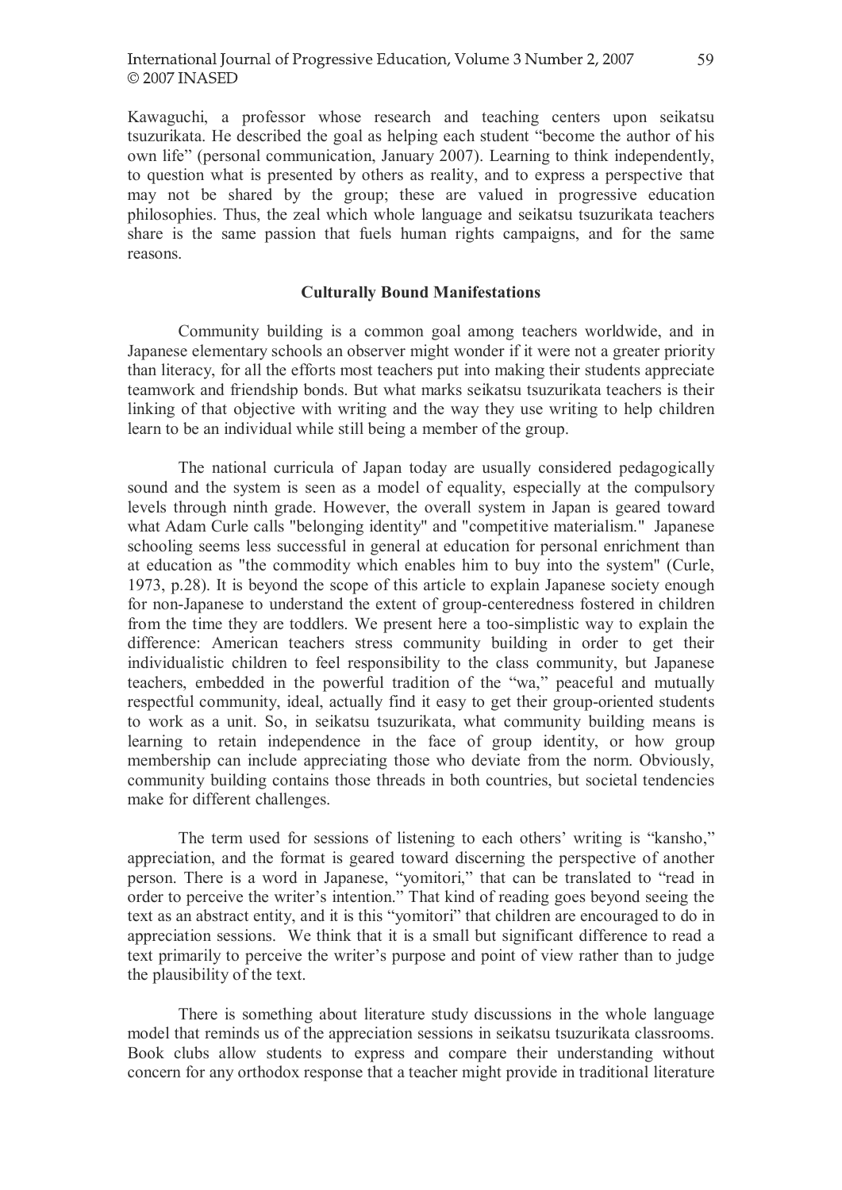Kawaguchi, a professor whose research and teaching centers upon seikatsu tsuzurikata. He described the goal as helping each student "become the author of his own life" (personal communication, January 2007). Learning to think independently, to question what is presented by others as reality, and to express a perspective that may not be shared by the group; these are valued in progressive education philosophies. Thus, the zeal which whole language and seikatsu tsuzurikata teachers share is the same passion that fuels human rights campaigns, and for the same reasons.

## Culturally Bound Manifestations

Community building is a common goal among teachers worldwide, and in Japanese elementary schools an observer might wonder if it were not a greater priority than literacy, for all the efforts most teachers put into making their students appreciate teamwork and friendship bonds. But what marks seikatsu tsuzurikata teachers is their linking of that objective with writing and the way they use writing to help children learn to be an individual while still being a member of the group.

The national curricula of Japan today are usually considered pedagogically sound and the system is seen as a model of equality, especially at the compulsory levels through ninth grade. However, the overall system in Japan is geared toward what Adam Curle calls "belonging identity" and "competitive materialism." Japanese schooling seems less successful in general at education for personal enrichment than at education as "the commodity which enables him to buy into the system" (Curle, 1973, p.28). It is beyond the scope of this article to explain Japanese society enough for non-Japanese to understand the extent of group-centeredness fostered in children from the time they are toddlers. We present here a too-simplistic way to explain the difference: American teachers stress community building in order to get their individualistic children to feel responsibility to the class community, but Japanese teachers, embedded in the powerful tradition of the "wa," peaceful and mutually respectful community, ideal, actually find it easy to get their group-oriented students to work as a unit. So, in seikatsu tsuzurikata, what community building means is learning to retain independence in the face of group identity, or how group membership can include appreciating those who deviate from the norm. Obviously, community building contains those threads in both countries, but societal tendencies make for different challenges.

The term used for sessions of listening to each others' writing is "kansho," appreciation, and the format is geared toward discerning the perspective of another person. There is a word in Japanese, "yomitori," that can be translated to "read in order to perceive the writer's intention." That kind of reading goes beyond seeing the text as an abstract entity, and it is this "yomitori" that children are encouraged to do in appreciation sessions. We think that it is a small but significant difference to read a text primarily to perceive the writer's purpose and point of view rather than to judge the plausibility of the text.

There is something about literature study discussions in the whole language model that reminds us of the appreciation sessions in seikatsu tsuzurikata classrooms. Book clubs allow students to express and compare their understanding without concern for any orthodox response that a teacher might provide in traditional literature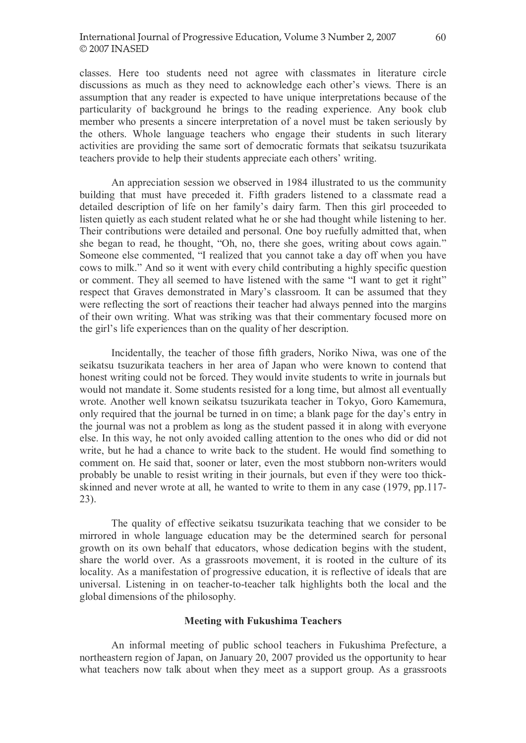classes. Here too students need not agree with classmates in literature circle discussions as much as they need to acknowledge each other's views. There is an assumption that any reader is expected to have unique interpretations because of the particularity of background he brings to the reading experience. Any book club member who presents a sincere interpretation of a novel must be taken seriously by the others. Whole language teachers who engage their students in such literary activities are providing the same sort of democratic formats that seikatsu tsuzurikata teachers provide to help their students appreciate each others' writing.

An appreciation session we observed in 1984 illustrated to us the community building that must have preceded it. Fifth graders listened to a classmate read a detailed description of life on her family's dairy farm. Then this girl proceeded to listen quietly as each student related what he or she had thought while listening to her. Their contributions were detailed and personal. One boy ruefully admitted that, when she began to read, he thought, "Oh, no, there she goes, writing about cows again." Someone else commented, "I realized that you cannot take a day off when you have cows to milk." And so it went with every child contributing a highly specific question or comment. They all seemed to have listened with the same "I want to get it right" respect that Graves demonstrated in Mary's classroom. It can be assumed that they were reflecting the sort of reactions their teacher had always penned into the margins of their own writing. What was striking was that their commentary focused more on the girl's life experiences than on the quality of her description.

Incidentally, the teacher of those fifth graders, Noriko Niwa, was one of the seikatsu tsuzurikata teachers in her area of Japan who were known to contend that honest writing could not be forced. They would invite students to write in journals but would not mandate it. Some students resisted for a long time, but almost all eventually wrote. Another well known seikatsu tsuzurikata teacher in Tokyo, Goro Kamemura, only required that the journal be turned in on time; a blank page for the day's entry in the journal was not a problem as long as the student passed it in along with everyone else. In this way, he not only avoided calling attention to the ones who did or did not write, but he had a chance to write back to the student. He would find something to comment on. He said that, sooner or later, even the most stubborn non-writers would probably be unable to resist writing in their journals, but even if they were too thick-skinned and never wrote at all, he wanted to write to them in any case (1979, pp.117-23).

The quality of effective seikatsu tsuzurikata teaching that we consider to be mirrored in whole language education may be the determined search for personal growth on its own behalf that educators, whose dedication begins with the student, share the world over. As a grassroots movement, it is rooted in the culture of its locality. As a manifestation of progressive education, it is reflective of ideals that are universal. Listening in on teacher-to-teacher talk highlights both the local and the global dimensions of the philosophy.

## Meeting with Fukushima Teachers

An informal meeting of public school teachers in Fukushima Prefecture, a northeastern region of Japan, on January 20, 2007 provided us the opportunity to hear what teachers now talk about when they meet as a support group. As a grassroots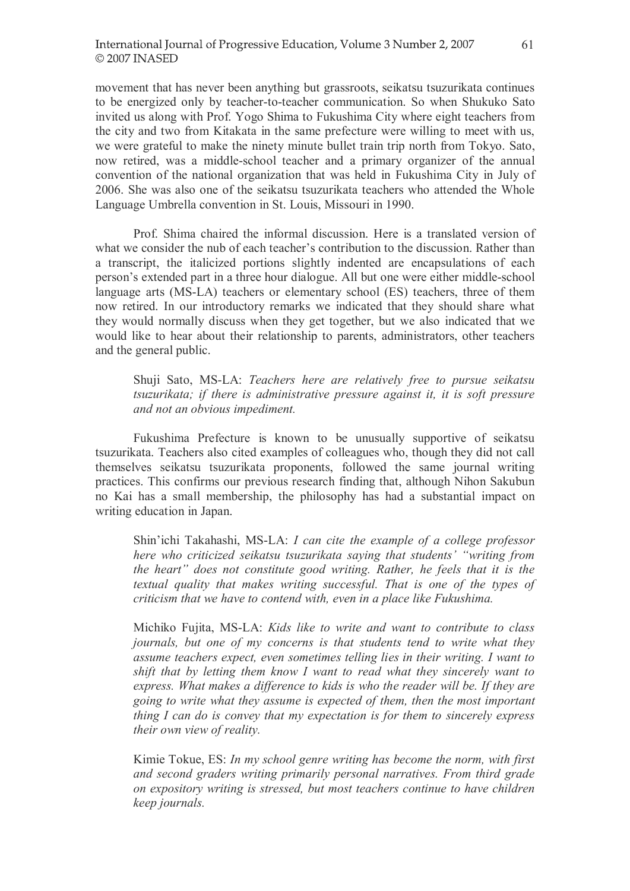movement that has never been anything but grassroots, seikatsu tsuzurikata continues to be energized only by teacher-to-teacher communication. So when Shukuko Sato invited us along with Prof. Yogo Shima to Fukushima City where eight teachers from the city and two from Kitakata in the same prefecture were willing to meet with us, we were grateful to make the ninety minute bullet train trip north from Tokyo. Sato, now retired, was a middle-school teacher and a primary organizer of the annual convention of the national organization that was held in Fukushima City in July of 2006. She was also one of the seikatsu tsuzurikata teachers who attended the Whole Language Umbrella convention in St. Louis, Missouri in 1990.

Prof. Shima chaired the informal discussion. Here is a translated version of what we consider the nub of each teacher's contribution to the discussion. Rather than a transcript, the italicized portions slightly indented are encapsulations of each person's extended part in a three hour dialogue. All but one were either middle-school language arts (MS-LA) teachers or elementary school (ES) teachers, three of them now retired. In our introductory remarks we indicated that they should share what they would normally discuss when they get together, but we also indicated that we would like to hear about their relationship to parents, administrators, other teachers and the general public.

> Shuji Sato, MS-LA: *Teachers here are relatively free to pursue seikatsu tsuzurikata; if there is administrative pressure against it, it is soft pressure and not an obvious impediment.*

Fukushima Prefecture is known to be unusually supportive of seikatsu tsuzurikata. Teachers also cited examples of colleagues who, though they did not call themselves seikatsu tsuzurikata proponents, followed the same journal writing practices. This confirms our previous research finding that, although Nihon Sakubun no Kai has a small membership, the philosophy has had a substantial impact on writing education in Japan.

> Shin'ichi Takahashi, MS-LA: *I can cite the example of a college professor here who criticized seikatsu tsuzurikata saying that students' "writing from the heart" does not constitute good writing. Rather, he feels that it is the textual quality that makes writing successful. That is one of the types of criticism that we have to contend with, even in a place like Fukushima.*

> Michiko Fujita, MS-LA: *Kids like to write and want to contribute to class journals, but one of my concerns is that students tend to write what they assume teachers expect, even sometimes telling lies in their writing. I want to shift that by letting them know I want to read what they sincerely want to express. What makes a difference to kids is who the reader will be. If they are going to write what they assume is expected of them, then the most important thing I can do is convey that my expectation is for them to sincerely express their own view of reality.*

> Kimie Tokue, ES: *In my school genre writing has become the norm, with first and second graders writing primarily personal narratives. From third grade on expository writing is stressed, but most teachers continue to have children keep journals.*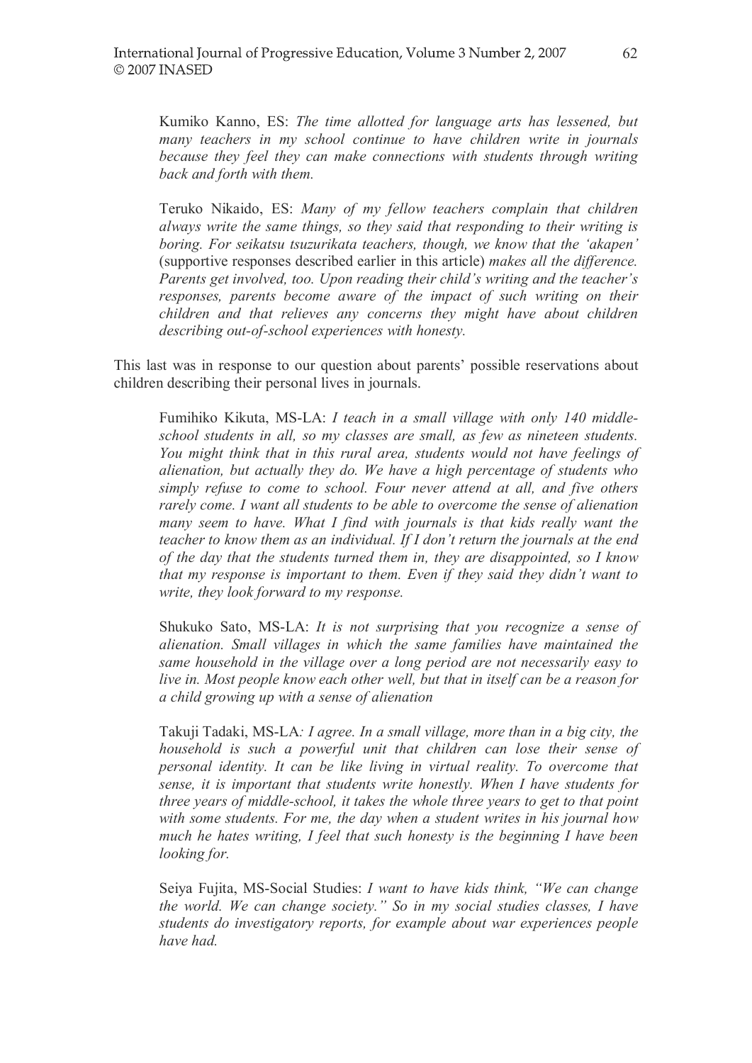Kumiko Kanno, ES: *The time allotted for language arts has lessened, but many teachers in my school continue to have children write in journals because they feel they can make connections with students through writing back and forth with them.*

Teruko Nikaido, ES: *Many of my fellow teachers complain that children always write the same things, so they said that responding to their writing is boring. For seikatsu tsuzurikata teachers, though, we know that the 'akapen'* (supportive responses described earlier in this article) *makes all the difference. Parents get involved, too. Upon reading their child's writing and the teacher's responses, parents become aware of the impact of such writing on their children and that relieves any concerns they might have about children describing out-of-school experiences with honesty.*

This last was in response to our question about parents' possible reservations about children describing their personal lives in journals.

Fumihiko Kikuta, MS-LA: *I teach in a small village with only 140 middle-school students in all, so my classes are small, as few as nineteen students. You might think that in this rural area, students would not have feelings of alienation, but actually they do. We have a high percentage of students who simply refuse to come to school. Four never attend at all, and five others rarely come. I want all students to be able to overcome the sense of alienation many seem to have. What I find with journals is that kids really want the teacher to know them as an individual. If I don't return the journals at the end of the day that the students turned them in, they are disappointed, so I know that my response is important to them. Even if they said they didn't want to write, they look forward to my response.*

Shukuko Sato, MS-LA: *It is not surprising that you recognize a sense of alienation. Small villages in which the same families have maintained the same household in the village over a long period are not necessarily easy to live in. Most people know each other well, but that in itself can be a reason for a child growing up with a sense of alienation*

Takuji Tadaki, MS-LA*: I agree. In a small village, more than in a big city, the household is such a powerful unit that children can lose their sense of personal identity. It can be like living in virtual reality. To overcome that sense, it is important that students write honestly. When I have students for three years of middle-school, it takes the whole three years to get to that point with some students. For me, the day when a student writes in his journal how much he hates writing, I feel that such honesty is the beginning I have been looking for.*

Seiya Fujita, MS-Social Studies: *I want to have kids think, "We can change the world. We can change society." So in my social studies classes, I have students do investigatory reports, for example about war experiences people have had.*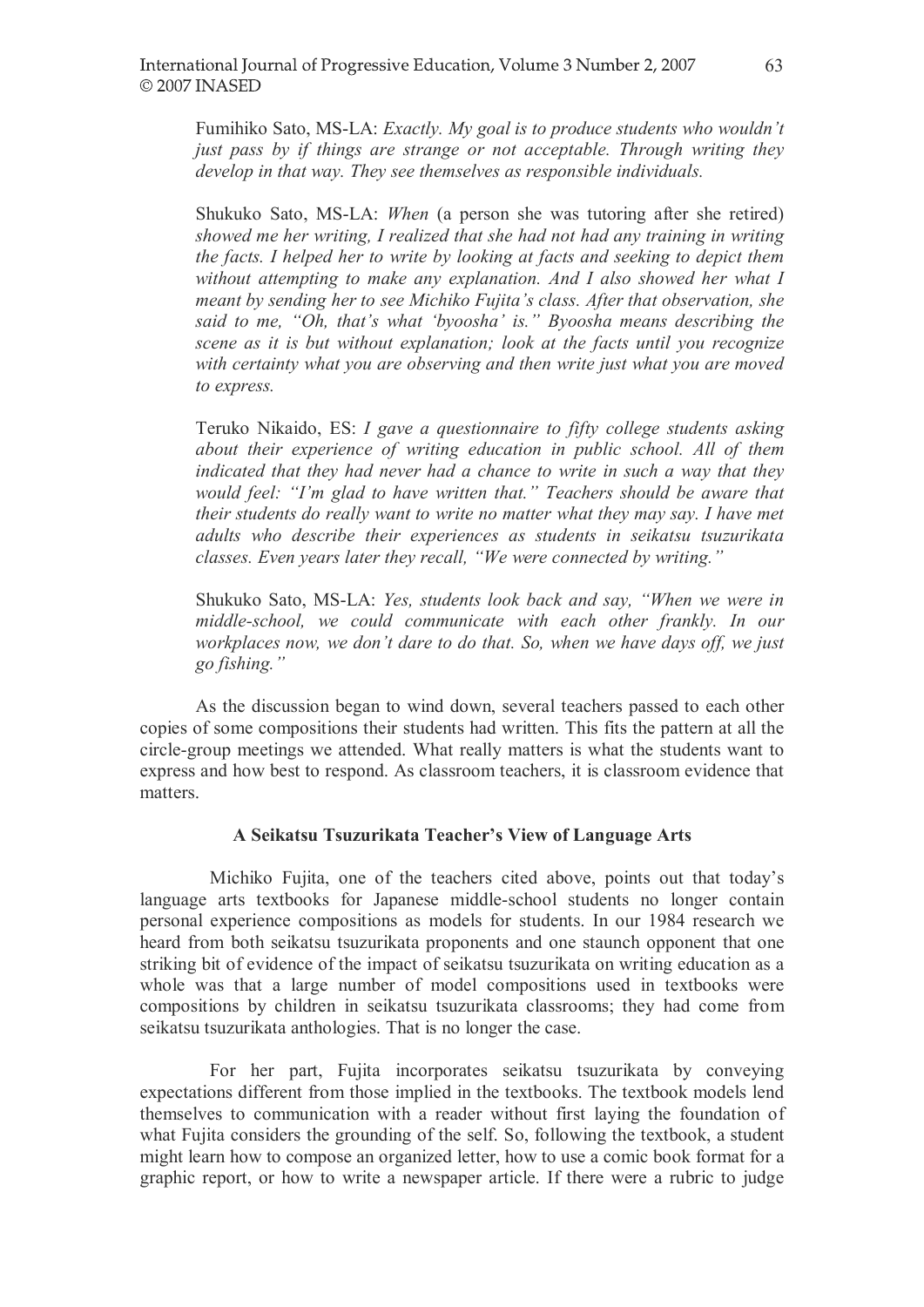Fumihiko Sato, MS-LA: *Exactly. My goal is to produce students who wouldn't just pass by if things are strange or not acceptable. Through writing they develop in that way. They see themselves as responsible individuals.*

Shukuko Sato, MS-LA: *When* (a person she was tutoring after she retired) *showed me her writing, I realized that she had not had any training in writing the facts. I helped her to write by looking at facts and seeking to depict them without attempting to make any explanation. And I also showed her what I meant by sending her to see Michiko Fujita's class. After that observation, she said to me, "Oh, that's what 'byoosha' is." Byoosha means describing the scene as it is but without explanation; look at the facts until you recognize with certainty what you are observing and then write just what you are moved to express.*

Teruko Nikaido, ES: *I gave a questionnaire to fifty college students asking about their experience of writing education in public school. All of them indicated that they had never had a chance to write in such a way that they would feel: "I'm glad to have written that." Teachers should be aware that their students do really want to write no matter what they may say. I have met adults who describe their experiences as students in seikatsu tsuzurikata classes. Even years later they recall, "We were connected by writing."*

Shukuko Sato, MS-LA: *Yes, students look back and say, "When we were in middle-school, we could communicate with each other frankly. In our workplaces now, we don't dare to do that. So, when we have days off, we just go fishing."*

As the discussion began to wind down, several teachers passed to each other copies of some compositions their students had written. This fits the pattern at all the circle-group meetings we attended. What really matters is what the students want to express and how best to respond. As classroom teachers, it is classroom evidence that matters.

### A Seikatsu Tsuzurikata Teacher's View of Language Arts

Michiko Fujita, one of the teachers cited above, points out that today's language arts textbooks for Japanese middle-school students no longer contain personal experience compositions as models for students. In our 1984 research we heard from both seikatsu tsuzurikata proponents and one staunch opponent that one striking bit of evidence of the impact of seikatsu tsuzurikata on writing education as a whole was that a large number of model compositions used in textbooks were compositions by children in seikatsu tsuzurikata classrooms; they had come from seikatsu tsuzurikata anthologies. That is no longer the case.

For her part, Fujita incorporates seikatsu tsuzurikata by conveying expectations different from those implied in the textbooks. The textbook models lend themselves to communication with a reader without first laying the foundation of what Fujita considers the grounding of the self. So, following the textbook, a student might learn how to compose an organized letter, how to use a comic book format for a graphic report, or how to write a newspaper article. If there were a rubric to judge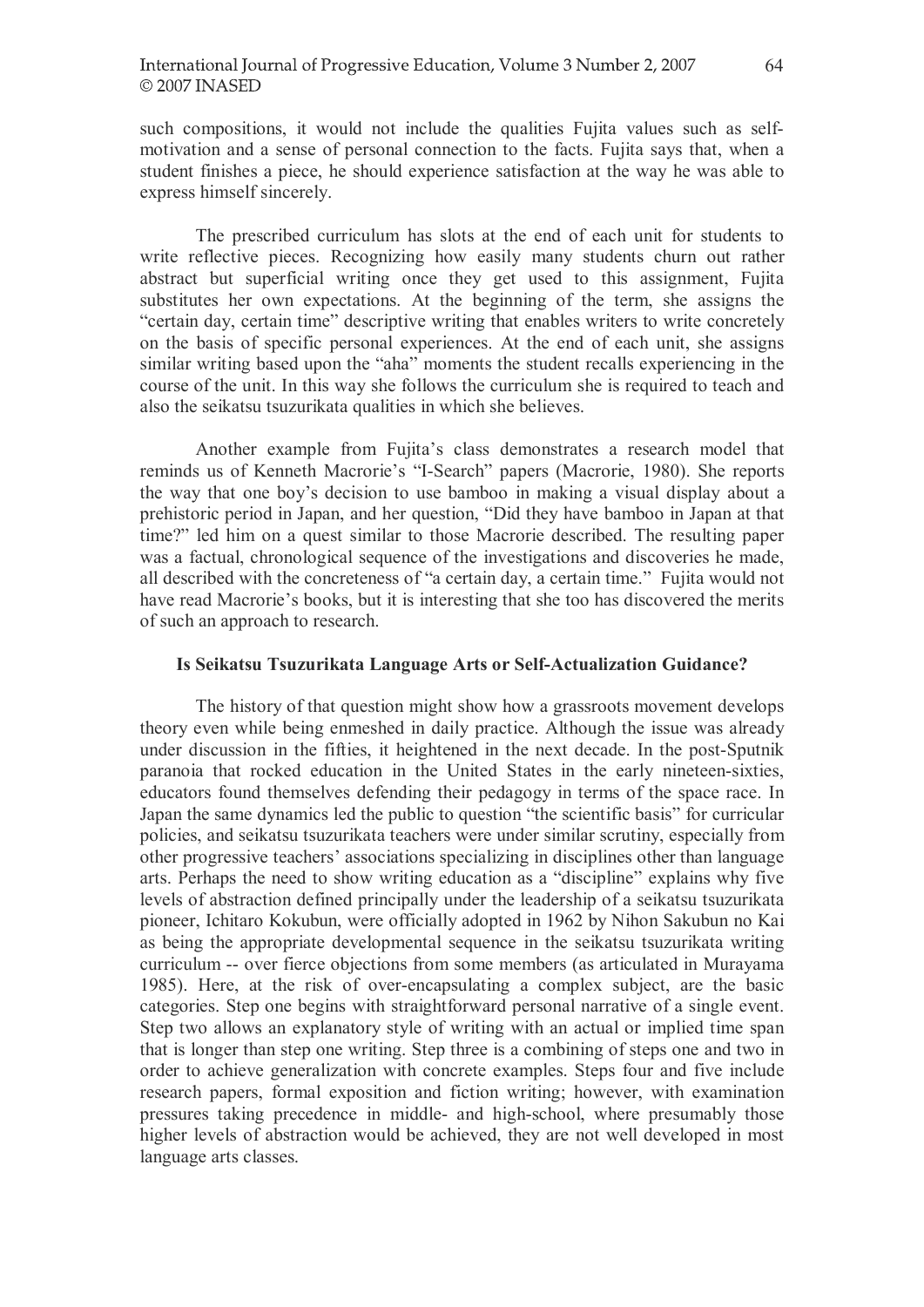such compositions, it would not include the qualities Fujita values such as self-motivation and a sense of personal connection to the facts. Fujita says that, when a student finishes a piece, he should experience satisfaction at the way he was able to express himself sincerely.

The prescribed curriculum has slots at the end of each unit for students to write reflective pieces. Recognizing how easily many students churn out rather abstract but superficial writing once they get used to this assignment, Fujita substitutes her own expectations. At the beginning of the term, she assigns the "certain day, certain time" descriptive writing that enables writers to write concretely on the basis of specific personal experiences. At the end of each unit, she assigns similar writing based upon the "aha" moments the student recalls experiencing in the course of the unit. In this way she follows the curriculum she is required to teach and also the seikatsu tsuzurikata qualities in which she believes.

Another example from Fujita's class demonstrates a research model that reminds us of Kenneth Macrorie's "I-Search" papers (Macrorie, 1980). She reports the way that one boy's decision to use bamboo in making a visual display about a prehistoric period in Japan, and her question, "Did they have bamboo in Japan at that time?" led him on a quest similar to those Macrorie described. The resulting paper was a factual, chronological sequence of the investigations and discoveries he made, all described with the concreteness of "a certain day, a certain time." Fujita would not have read Macrorie's books, but it is interesting that she too has discovered the merits of such an approach to research.

### Is Seikatsu Tsuzurikata Language Arts or Self-Actualization Guidance?

The history of that question might show how a grassroots movement develops theory even while being enmeshed in daily practice. Although the issue was already under discussion in the fifties, it heightened in the next decade. In the post-Sputnik paranoia that rocked education in the United States in the early nineteen-sixties, educators found themselves defending their pedagogy in terms of the space race. In Japan the same dynamics led the public to question "the scientific basis" for curricular policies, and seikatsu tsuzurikata teachers were under similar scrutiny, especially from other progressive teachers' associations specializing in disciplines other than language arts. Perhaps the need to show writing education as a "discipline" explains why five levels of abstraction defined principally under the leadership of a seikatsu tsuzurikata pioneer, Ichitaro Kokubun, were officially adopted in 1962 by Nihon Sakubun no Kai as being the appropriate developmental sequence in the seikatsu tsuzurikata writing curriculum -- over fierce objections from some members (as articulated in Murayama 1985). Here, at the risk of over-encapsulating a complex subject, are the basic categories. Step one begins with straightforward personal narrative of a single event. Step two allows an explanatory style of writing with an actual or implied time span that is longer than step one writing. Step three is a combining of steps one and two in order to achieve generalization with concrete examples. Steps four and five include research papers, formal exposition and fiction writing; however, with examination pressures taking precedence in middle- and high-school, where presumably those higher levels of abstraction would be achieved, they are not well developed in most language arts classes.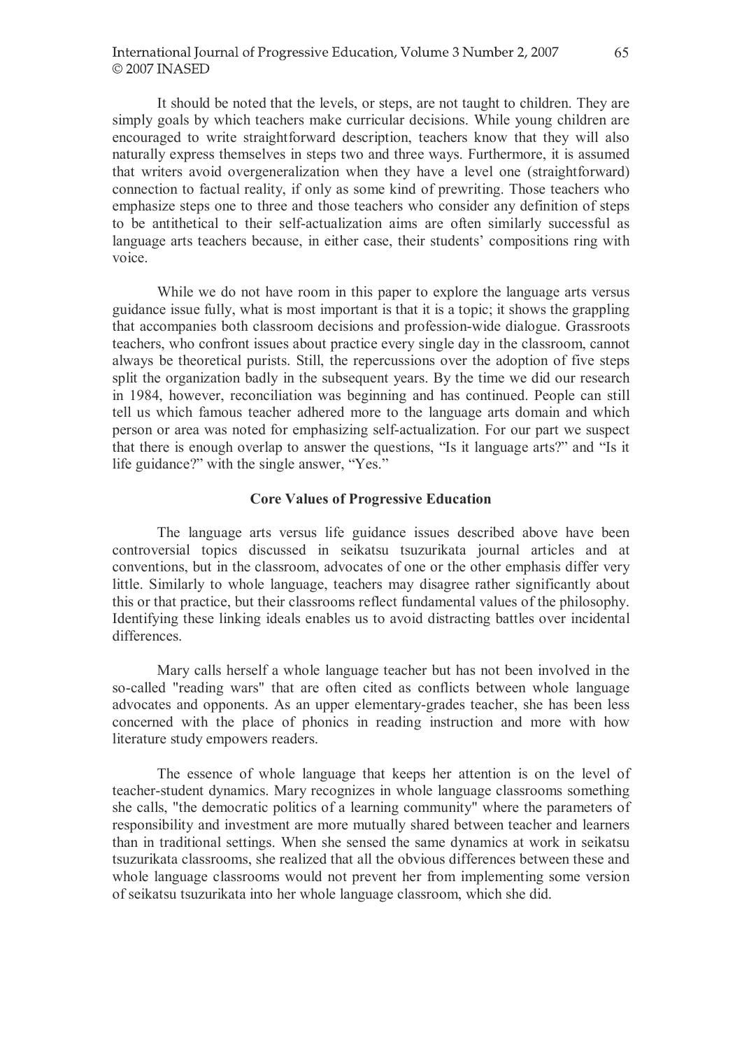It should be noted that the levels, or steps, are not taught to children. They are simply goals by which teachers make curricular decisions. While young children are encouraged to write straightforward description, teachers know that they will also naturally express themselves in steps two and three ways. Furthermore, it is assumed that writers avoid overgeneralization when they have a level one (straightforward) connection to factual reality, if only as some kind of prewriting. Those teachers who emphasize steps one to three and those teachers who consider any definition of steps to be antithetical to their self-actualization aims are often similarly successful as language arts teachers because, in either case, their students' compositions ring with voice.

While we do not have room in this paper to explore the language arts versus guidance issue fully, what is most important is that it is a topic; it shows the grappling that accompanies both classroom decisions and profession-wide dialogue. Grassroots teachers, who confront issues about practice every single day in the classroom, cannot always be theoretical purists. Still, the repercussions over the adoption of five steps split the organization badly in the subsequent years. By the time we did our research in 1984, however, reconciliation was beginning and has continued. People can still tell us which famous teacher adhered more to the language arts domain and which person or area was noted for emphasizing self-actualization. For our part we suspect that there is enough overlap to answer the questions, "Is it language arts?" and "Is it life guidance?" with the single answer, "Yes."

## Core Values of Progressive Education

The language arts versus life guidance issues described above have been controversial topics discussed in seikatsu tsuzurikata journal articles and at conventions, but in the classroom, advocates of one or the other emphasis differ very little. Similarly to whole language, teachers may disagree rather significantly about this or that practice, but their classrooms reflect fundamental values of the philosophy. Identifying these linking ideals enables us to avoid distracting battles over incidental differences.

Mary calls herself a whole language teacher but has not been involved in the so-called "reading wars" that are often cited as conflicts between whole language advocates and opponents. As an upper elementary-grades teacher, she has been less concerned with the place of phonics in reading instruction and more with how literature study empowers readers.

The essence of whole language that keeps her attention is on the level of teacher-student dynamics. Mary recognizes in whole language classrooms something she calls, "the democratic politics of a learning community" where the parameters of responsibility and investment are more mutually shared between teacher and learners than in traditional settings. When she sensed the same dynamics at work in seikatsu tsuzurikata classrooms, she realized that all the obvious differences between these and whole language classrooms would not prevent her from implementing some version of seikatsu tsuzurikata into her whole language classroom, which she did.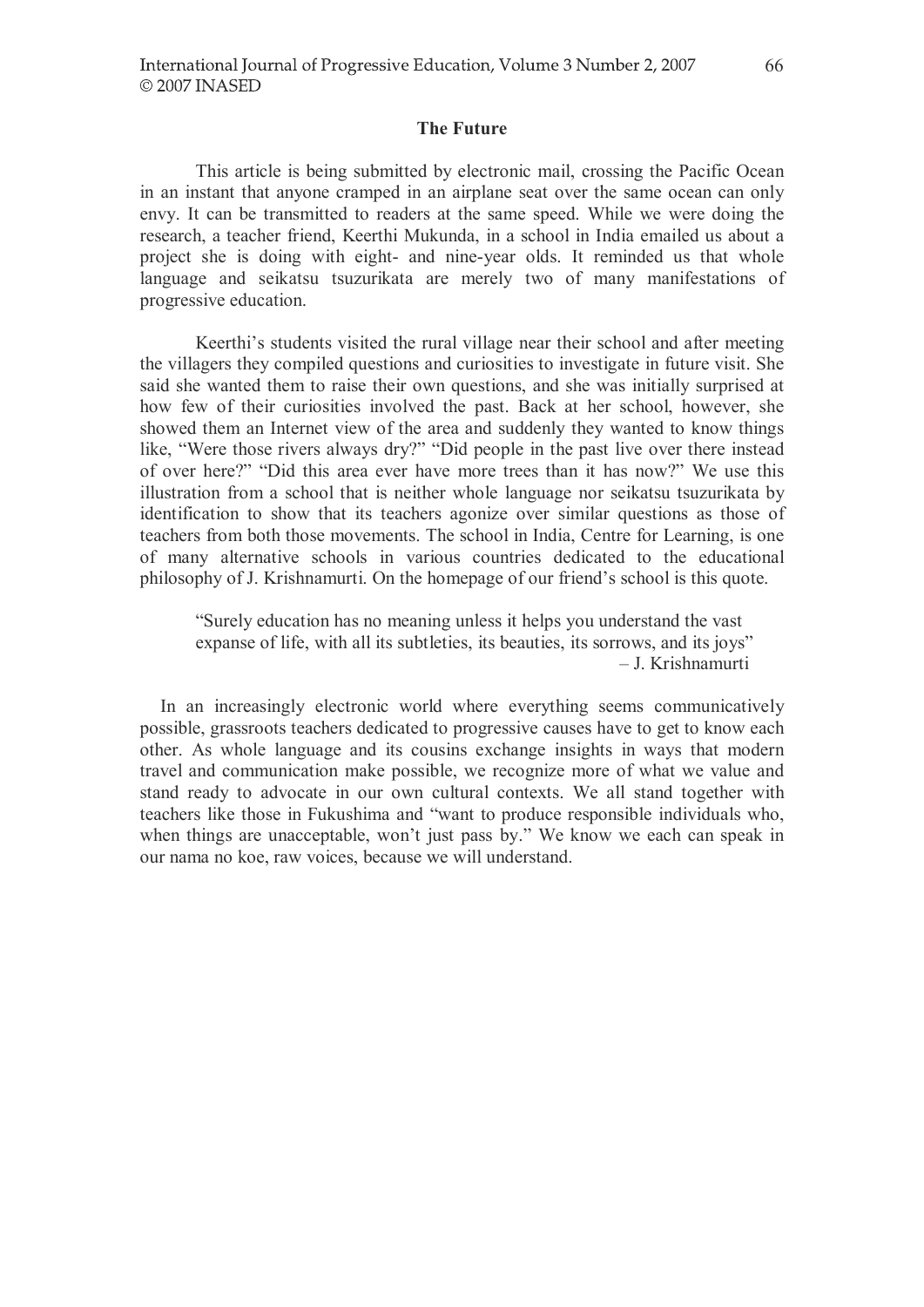## The Future

This article is being submitted by electronic mail, crossing the Pacific Ocean in an instant that anyone cramped in an airplane seat over the same ocean can only envy. It can be transmitted to readers at the same speed. While we were doing the research, a teacher friend, Keerthi Mukunda, in a school in India emailed us about a project she is doing with eight- and nine-year olds. It reminded us that whole language and seikatsu tsuzurikata are merely two of many manifestations of progressive education.

Keerthi's students visited the rural village near their school and after meeting the villagers they compiled questions and curiosities to investigate in future visit. She said she wanted them to raise their own questions, and she was initially surprised at how few of their curiosities involved the past. Back at her school, however, she showed them an Internet view of the area and suddenly they wanted to know things like, "Were those rivers always dry?" "Did people in the past live over there instead of over here?" "Did this area ever have more trees than it has now?" We use this illustration from a school that is neither whole language nor seikatsu tsuzurikata by identification to show that its teachers agonize over similar questions as those of teachers from both those movements. The school in India, Centre for Learning, is one of many alternative schools in various countries dedicated to the educational philosophy of J. Krishnamurti. On the homepage of our friend's school is this quote.

> "Surely education has no meaning unless it helps you understand the vast expanse of life, with all its subtleties, its beauties, its sorrows, and its joys"
> – J. Krishnamurti

In an increasingly electronic world where everything seems communicatively possible, grassroots teachers dedicated to progressive causes have to get to know each other. As whole language and its cousins exchange insights in ways that modern travel and communication make possible, we recognize more of what we value and stand ready to advocate in our own cultural contexts. We all stand together with teachers like those in Fukushima and "want to produce responsible individuals who, when things are unacceptable, won't just pass by." We know we each can speak in our nama no koe, raw voices, because we will understand.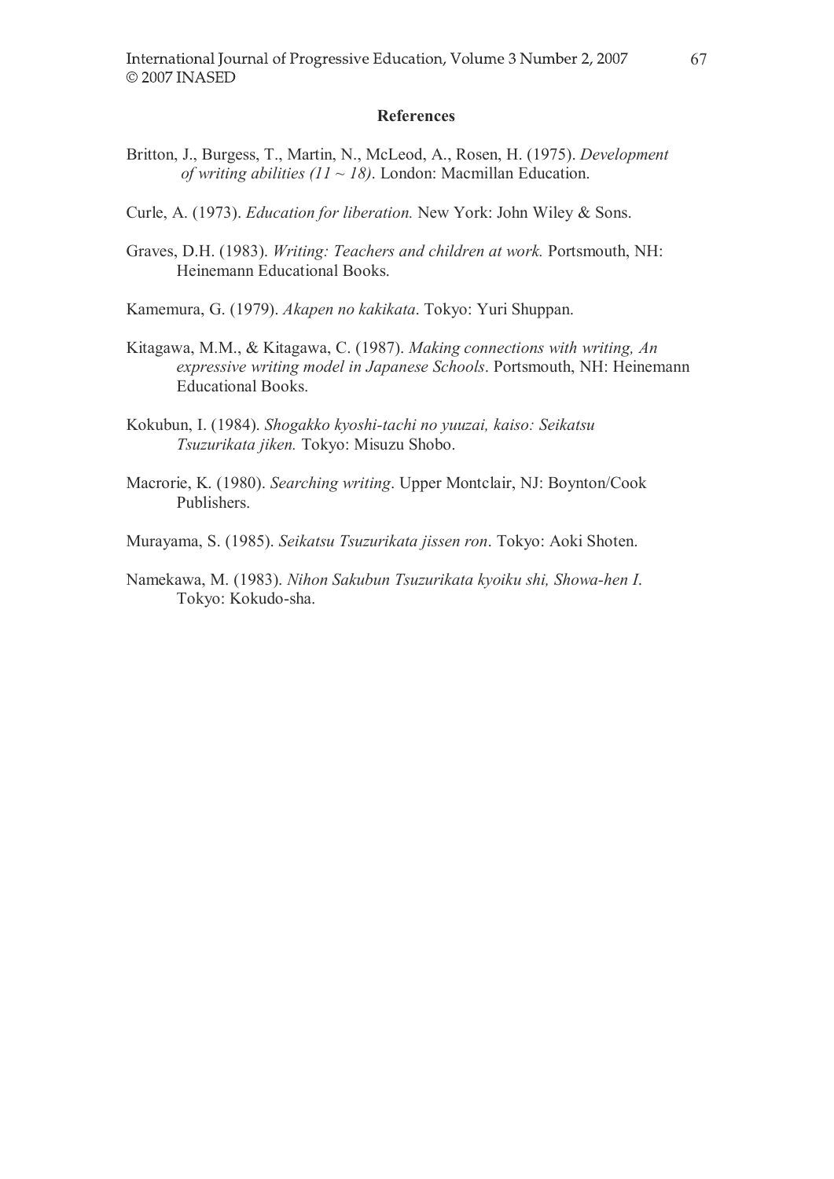**References**

Britton, J., Burgess, T., Martin, N., McLeod, A., Rosen, H. (1975). *Development of writing abilities (11 ~ 18)*. London: Macmillan Education.

Curle, A. (1973). *Education for liberation.* New York: John Wiley & Sons.

Graves, D.H. (1983). *Writing: Teachers and children at work.* Portsmouth, NH: Heinemann Educational Books.

Kamemura, G. (1979). *Akapen no kakikata*. Tokyo: Yuri Shuppan.

Kitagawa, M.M., & Kitagawa, C. (1987). *Making connections with writing, An expressive writing model in Japanese Schools*. Portsmouth, NH: Heinemann Educational Books.

Kokubun, I. (1984). *Shogakko kyoshi-tachi no yuuzai, kaiso: Seikatsu Tsuzurikata jiken.* Tokyo: Misuzu Shobo.

Macrorie, K. (1980). *Searching writing*. Upper Montclair, NJ: Boynton/Cook Publishers.

Murayama, S. (1985). *Seikatsu Tsuzurikata jissen ron*. Tokyo: Aoki Shoten.

Namekawa, M. (1983). *Nihon Sakubun Tsuzurikata kyoiku shi, Showa-hen I*. Tokyo: Kokudo-sha.